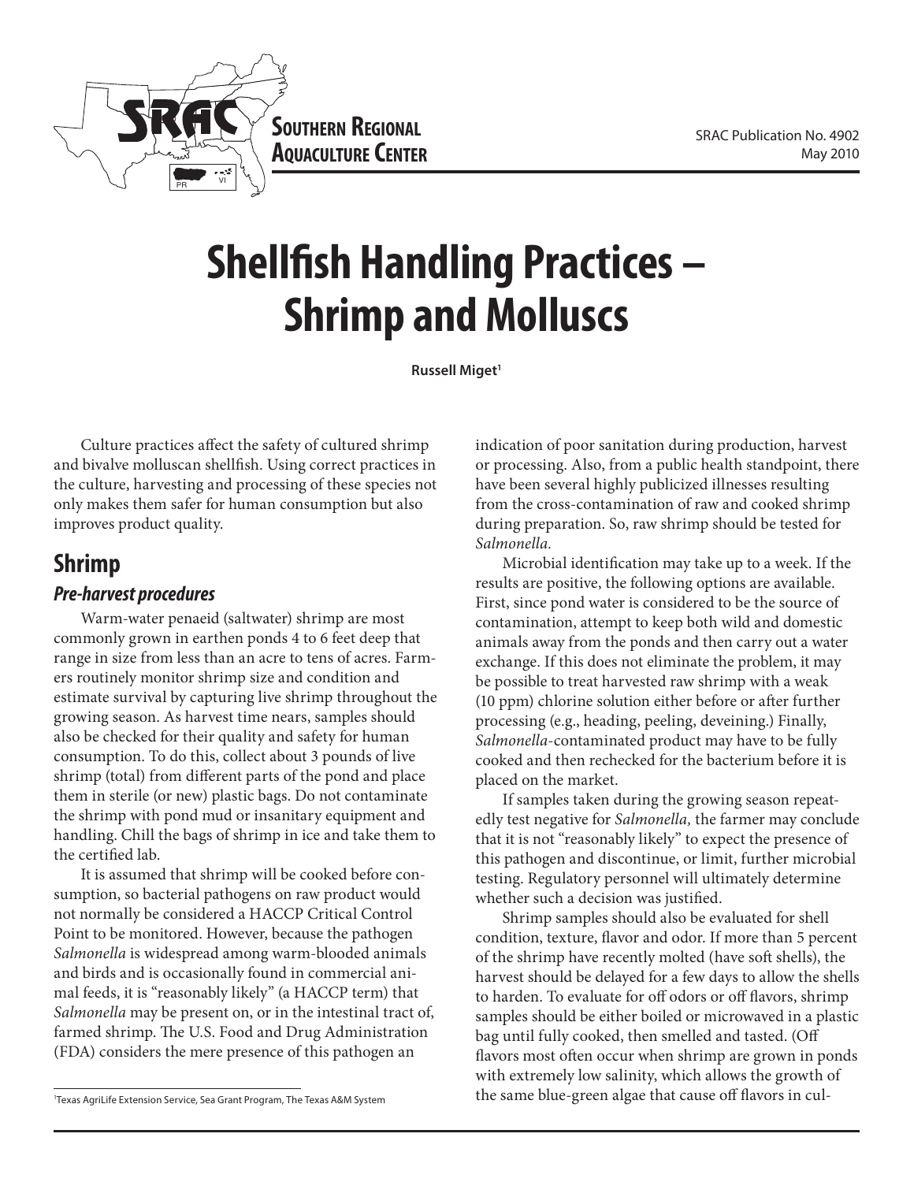SOUTHERN REGIONAL AQUACULTURE CENTER

SRAC Publication No. 4902
May 2010

# Shellfish Handling Practices – Shrimp and Molluscs

**Russell Miget**[1]

Culture practices affect the safety of cultured shrimp and bivalve molluscan shellfish. Using correct practices in the culture, harvesting and processing of these species not only makes them safer for human consumption but also improves product quality.

## Shrimp

### *Pre-harvest procedures*

Warm-water penaeid (saltwater) shrimp are most commonly grown in earthen ponds 4 to 6 feet deep that range in size from less than an acre to tens of acres. Farmers routinely monitor shrimp size and condition and estimate survival by capturing live shrimp throughout the growing season. As harvest time nears, samples should also be checked for their quality and safety for human consumption. To do this, collect about 3 pounds of live shrimp (total) from different parts of the pond and place them in sterile (or new) plastic bags. Do not contaminate the shrimp with pond mud or insanitary equipment and handling. Chill the bags of shrimp in ice and take them to the certified lab.

It is assumed that shrimp will be cooked before consumption, so bacterial pathogens on raw product would not normally be considered a HACCP Critical Control Point to be monitored. However, because the pathogen *Salmonella* is widespread among warm-blooded animals and birds and is occasionally found in commercial animal feeds, it is "reasonably likely" (a HACCP term) that *Salmonella* may be present on, or in the intestinal tract of, farmed shrimp. The U.S. Food and Drug Administration (FDA) considers the mere presence of this pathogen an indication of poor sanitation during production, harvest or processing. Also, from a public health standpoint, there have been several highly publicized illnesses resulting from the cross-contamination of raw and cooked shrimp during preparation. So, raw shrimp should be tested for *Salmonella.*

Microbial identification may take up to a week. If the results are positive, the following options are available. First, since pond water is considered to be the source of contamination, attempt to keep both wild and domestic animals away from the ponds and then carry out a water exchange. If this does not eliminate the problem, it may be possible to treat harvested raw shrimp with a weak (10 ppm) chlorine solution either before or after further processing (e.g., heading, peeling, deveining.) Finally, *Salmonella*-contaminated product may have to be fully cooked and then rechecked for the bacterium before it is placed on the market.

If samples taken during the growing season repeatedly test negative for *Salmonella,* the farmer may conclude that it is not "reasonably likely" to expect the presence of this pathogen and discontinue, or limit, further microbial testing. Regulatory personnel will ultimately determine whether such a decision was justified.

Shrimp samples should also be evaluated for shell condition, texture, flavor and odor. If more than 5 percent of the shrimp have recently molted (have soft shells), the harvest should be delayed for a few days to allow the shells to harden. To evaluate for off odors or off flavors, shrimp samples should be either boiled or microwaved in a plastic bag until fully cooked, then smelled and tasted. (Off flavors most often occur when shrimp are grown in ponds with extremely low salinity, which allows the growth of the same blue-green algae that cause off flavors in cul-

[1]Texas AgriLife Extension Service, Sea Grant Program, The Texas A&M System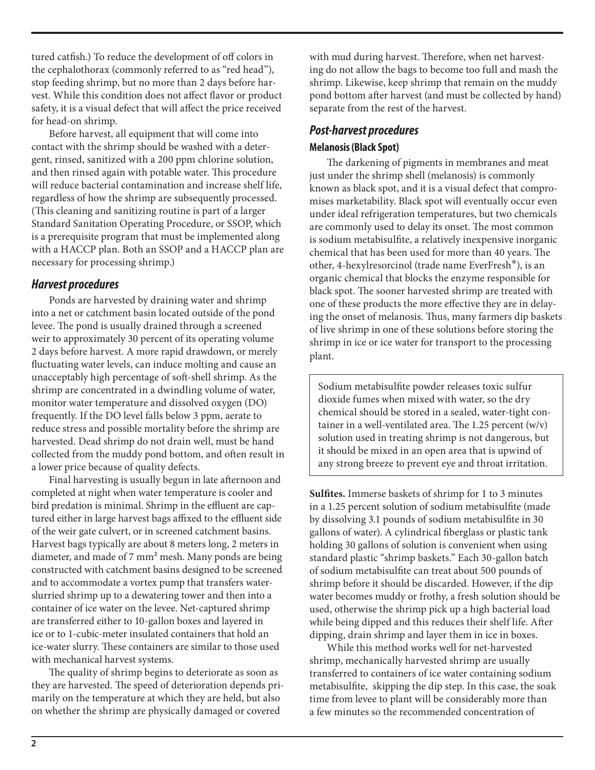tured catfish.) To reduce the development of off colors in the cephalothorax (commonly referred to as "red head"), stop feeding shrimp, but no more than 2 days before harvest. While this condition does not affect flavor or product safety, it is a visual defect that will affect the price received for head-on shrimp.

Before harvest, all equipment that will come into contact with the shrimp should be washed with a detergent, rinsed, sanitized with a 200 ppm chlorine solution, and then rinsed again with potable water. This procedure will reduce bacterial contamination and increase shelf life, regardless of how the shrimp are subsequently processed. (This cleaning and sanitizing routine is part of a larger Standard Sanitation Operating Procedure, or SSOP, which is a prerequisite program that must be implemented along with a HACCP plan. Both an SSOP and a HACCP plan are necessary for processing shrimp.)

## *Harvest procedures*

Ponds are harvested by draining water and shrimp into a net or catchment basin located outside of the pond levee. The pond is usually drained through a screened weir to approximately 30 percent of its operating volume 2 days before harvest. A more rapid drawdown, or merely fluctuating water levels, can induce molting and cause an unacceptably high percentage of soft-shell shrimp. As the shrimp are concentrated in a dwindling volume of water, monitor water temperature and dissolved oxygen (DO) frequently. If the DO level falls below 3 ppm, aerate to reduce stress and possible mortality before the shrimp are harvested. Dead shrimp do not drain well, must be hand collected from the muddy pond bottom, and often result in a lower price because of quality defects.

Final harvesting is usually begun in late afternoon and completed at night when water temperature is cooler and bird predation is minimal. Shrimp in the effluent are captured either in large harvest bags affixed to the effluent side of the weir gate culvert, or in screened catchment basins. Harvest bags typically are about 8 meters long, 2 meters in diameter, and made of 7 $mm^2$ mesh. Many ponds are being constructed with catchment basins designed to be screened and to accommodate a vortex pump that transfers water-slurried shrimp up to a dewatering tower and then into a container of ice water on the levee. Net-captured shrimp are transferred either to 10-gallon boxes and layered in ice or to 1-cubic-meter insulated containers that hold an ice-water slurry. These containers are similar to those used with mechanical harvest systems.

The quality of shrimp begins to deteriorate as soon as they are harvested. The speed of deterioration depends primarily on the temperature at which they are held, but also on whether the shrimp are physically damaged or covered with mud during harvest. Therefore, when net harvesting do not allow the bags to become too full and mash the shrimp. Likewise, keep shrimp that remain on the muddy pond bottom after harvest (and must be collected by hand) separate from the rest of the harvest.

## *Post-harvest procedures*

### Melanosis (Black Spot)

The darkening of pigments in membranes and meat just under the shrimp shell (melanosis) is commonly known as black spot, and it is a visual defect that compromises marketability. Black spot will eventually occur even under ideal refrigeration temperatures, but two chemicals are commonly used to delay its onset. The most common is sodium metabisulfite, a relatively inexpensive inorganic chemical that has been used for more than 40 years. The other, 4-hexylresorcinol (trade name EverFresh®), is an organic chemical that blocks the enzyme responsible for black spot. The sooner harvested shrimp are treated with one of these products the more effective they are in delaying the onset of melanosis. Thus, many farmers dip baskets of live shrimp in one of these solutions before storing the shrimp in ice or ice water for transport to the processing plant.

> Sodium metabisulfite powder releases toxic sulfur dioxide fumes when mixed with water, so the dry chemical should be stored in a sealed, water-tight container in a well-ventilated area. The 1.25 percent (w/v) solution used in treating shrimp is not dangerous, but it should be mixed in an open area that is upwind of any strong breeze to prevent eye and throat irritation.

**Sulfites.** Immerse baskets of shrimp for 1 to 3 minutes in a 1.25 percent solution of sodium metabisulfite (made by dissolving 3.1 pounds of sodium metabisulfite in 30 gallons of water). A cylindrical fiberglass or plastic tank holding 30 gallons of solution is convenient when using standard plastic "shrimp baskets." Each 30-gallon batch of sodium metabisulfite can treat about 500 pounds of shrimp before it should be discarded. However, if the dip water becomes muddy or frothy, a fresh solution should be used, otherwise the shrimp pick up a high bacterial load while being dipped and this reduces their shelf life. After dipping, drain shrimp and layer them in ice in boxes.

While this method works well for net-harvested shrimp, mechanically harvested shrimp are usually transferred to containers of ice water containing sodium metabisulfite, skipping the dip step. In this case, the soak time from levee to plant will be considerably more than a few minutes so the recommended concentration of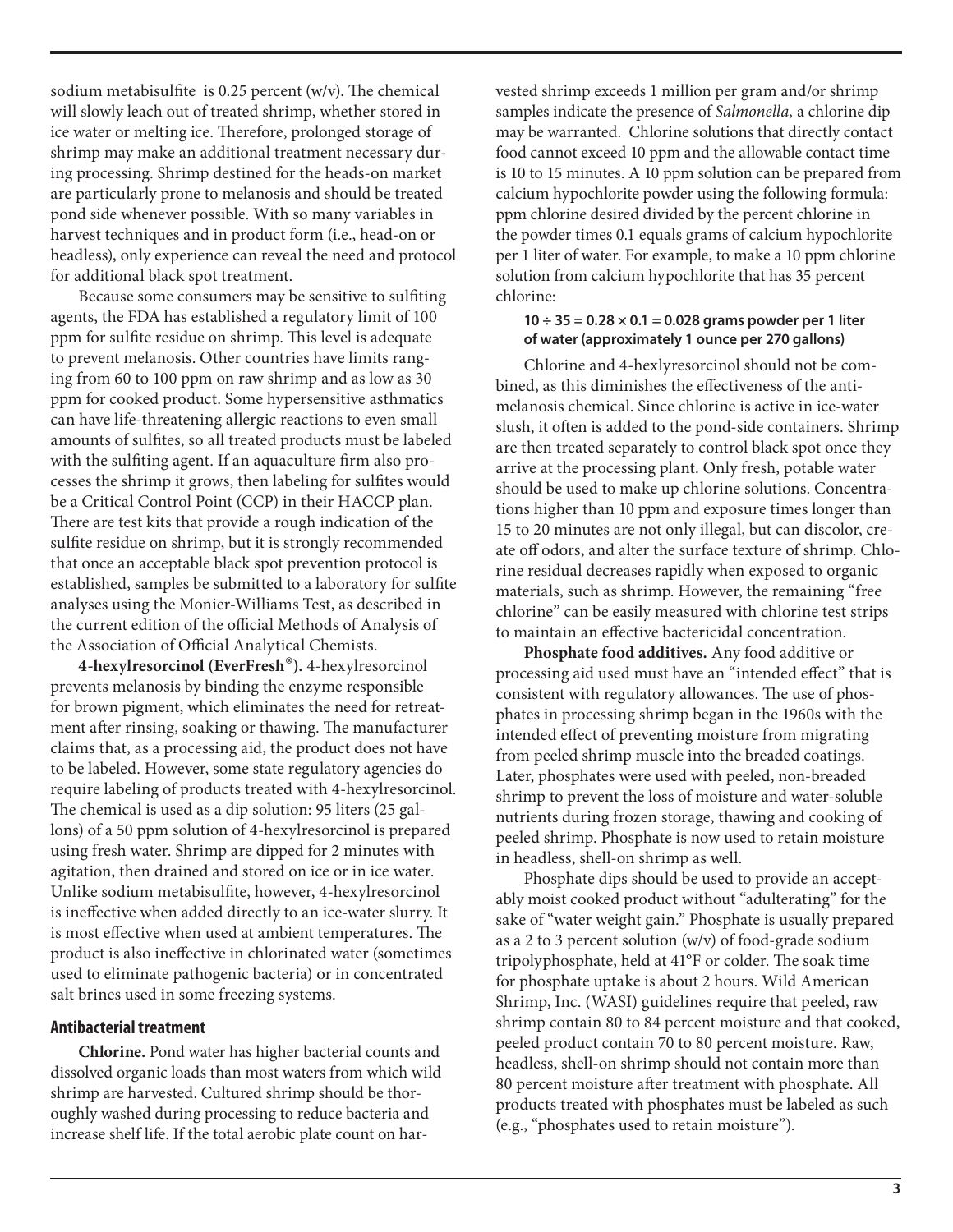sodium metabisulfite is 0.25 percent (w/v). The chemical will slowly leach out of treated shrimp, whether stored in ice water or melting ice. Therefore, prolonged storage of shrimp may make an additional treatment necessary during processing. Shrimp destined for the heads-on market are particularly prone to melanosis and should be treated pond side whenever possible. With so many variables in harvest techniques and in product form (i.e., head-on or headless), only experience can reveal the need and protocol for additional black spot treatment.

Because some consumers may be sensitive to sulfiting agents, the FDA has established a regulatory limit of 100 ppm for sulfite residue on shrimp. This level is adequate to prevent melanosis. Other countries have limits ranging from 60 to 100 ppm on raw shrimp and as low as 30 ppm for cooked product. Some hypersensitive asthmatics can have life-threatening allergic reactions to even small amounts of sulfites, so all treated products must be labeled with the sulfiting agent. If an aquaculture firm also processes the shrimp it grows, then labeling for sulfites would be a Critical Control Point (CCP) in their HACCP plan. There are test kits that provide a rough indication of the sulfite residue on shrimp, but it is strongly recommended that once an acceptable black spot prevention protocol is established, samples be submitted to a laboratory for sulfite analyses using the Monier-Williams Test, as described in the current edition of the official Methods of Analysis of the Association of Official Analytical Chemists.

**4-hexylresorcinol (EverFresh®).** 4-hexylresorcinol prevents melanosis by binding the enzyme responsible for brown pigment, which eliminates the need for retreatment after rinsing, soaking or thawing. The manufacturer claims that, as a processing aid, the product does not have to be labeled. However, some state regulatory agencies do require labeling of products treated with 4-hexylresorcinol. The chemical is used as a dip solution: 95 liters (25 gallons) of a 50 ppm solution of 4-hexylresorcinol is prepared using fresh water. Shrimp are dipped for 2 minutes with agitation, then drained and stored on ice or in ice water. Unlike sodium metabisulfite, however, 4-hexylresorcinol is ineffective when added directly to an ice-water slurry. It is most effective when used at ambient temperatures. The product is also ineffective in chlorinated water (sometimes used to eliminate pathogenic bacteria) or in concentrated salt brines used in some freezing systems.

## Antibacterial treatment

**Chlorine.** Pond water has higher bacterial counts and dissolved organic loads than most waters from which wild shrimp are harvested. Cultured shrimp should be thoroughly washed during processing to reduce bacteria and increase shelf life. If the total aerobic plate count on harvested shrimp exceeds 1 million per gram and/or shrimp samples indicate the presence of *Salmonella,* a chlorine dip may be warranted. Chlorine solutions that directly contact food cannot exceed 10 ppm and the allowable contact time is 10 to 15 minutes. A 10 ppm solution can be prepared from calcium hypochlorite powder using the following formula: ppm chlorine desired divided by the percent chlorine in the powder times 0.1 equals grams of calcium hypochlorite per 1 liter of water. For example, to make a 10 ppm chlorine solution from calcium hypochlorite that has 35 percent chlorine:

**$10 \div 35 = 0.28 \times 0.1 = 0.028$ grams powder per 1 liter of water (approximately 1 ounce per 270 gallons)**

Chlorine and 4-hexylresorcinol should not be combined, as this diminishes the effectiveness of the anti-melanosis chemical. Since chlorine is active in ice-water slush, it often is added to the pond-side containers. Shrimp are then treated separately to control black spot once they arrive at the processing plant. Only fresh, potable water should be used to make up chlorine solutions. Concentrations higher than 10 ppm and exposure times longer than 15 to 20 minutes are not only illegal, but can discolor, create off odors, and alter the surface texture of shrimp. Chlorine residual decreases rapidly when exposed to organic materials, such as shrimp. However, the remaining "free chlorine" can be easily measured with chlorine test strips to maintain an effective bactericidal concentration.

**Phosphate food additives.** Any food additive or processing aid used must have an "intended effect" that is consistent with regulatory allowances. The use of phosphates in processing shrimp began in the 1960s with the intended effect of preventing moisture from migrating from peeled shrimp muscle into the breaded coatings. Later, phosphates were used with peeled, non-breaded shrimp to prevent the loss of moisture and water-soluble nutrients during frozen storage, thawing and cooking of peeled shrimp. Phosphate is now used to retain moisture in headless, shell-on shrimp as well.

Phosphate dips should be used to provide an acceptably moist cooked product without "adulterating" for the sake of "water weight gain." Phosphate is usually prepared as a 2 to 3 percent solution (w/v) of food-grade sodium tripolyphosphate, held at 41°F or colder. The soak time for phosphate uptake is about 2 hours. Wild American Shrimp, Inc. (WASI) guidelines require that peeled, raw shrimp contain 80 to 84 percent moisture and that cooked, peeled product contain 70 to 80 percent moisture. Raw, headless, shell-on shrimp should not contain more than 80 percent moisture after treatment with phosphate. All products treated with phosphates must be labeled as such (e.g., "phosphates used to retain moisture").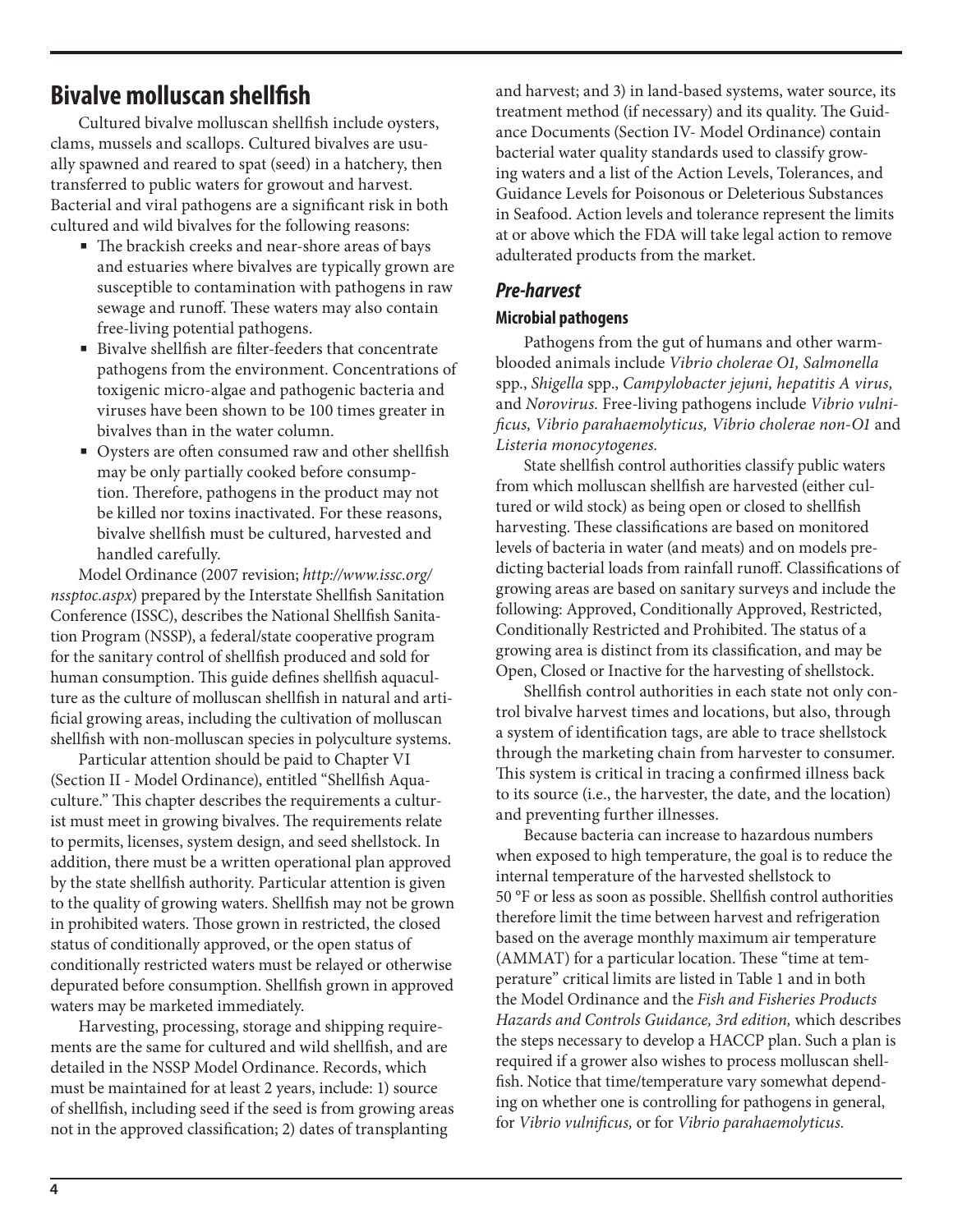## Bivalve molluscan shellfish

Cultured bivalve molluscan shellfish include oysters, clams, mussels and scallops. Cultured bivalves are usually spawned and reared to spat (seed) in a hatchery, then transferred to public waters for growout and harvest. Bacterial and viral pathogens are a significant risk in both cultured and wild bivalves for the following reasons:

- The brackish creeks and near-shore areas of bays and estuaries where bivalves are typically grown are susceptible to contamination with pathogens in raw sewage and runoff. These waters may also contain free-living potential pathogens.
- Bivalve shellfish are filter-feeders that concentrate pathogens from the environment. Concentrations of toxigenic micro-algae and pathogenic bacteria and viruses have been shown to be 100 times greater in bivalves than in the water column.
- Oysters are often consumed raw and other shellfish may be only partially cooked before consumption. Therefore, pathogens in the product may not be killed nor toxins inactivated. For these reasons, bivalve shellfish must be cultured, harvested and handled carefully.

Model Ordinance (2007 revision; *http://www.issc.org/nssptoc.aspx*) prepared by the Interstate Shellfish Sanitation Conference (ISSC), describes the National Shellfish Sanitation Program (NSSP), a federal/state cooperative program for the sanitary control of shellfish produced and sold for human consumption. This guide defines shellfish aquaculture as the culture of molluscan shellfish in natural and artificial growing areas, including the cultivation of molluscan shellfish with non-molluscan species in polyculture systems.

Particular attention should be paid to Chapter VI (Section II - Model Ordinance), entitled "Shellfish Aquaculture." This chapter describes the requirements a culturist must meet in growing bivalves. The requirements relate to permits, licenses, system design, and seed shellstock. In addition, there must be a written operational plan approved by the state shellfish authority. Particular attention is given to the quality of growing waters. Shellfish may not be grown in prohibited waters. Those grown in restricted, the closed status of conditionally approved, or the open status of conditionally restricted waters must be relayed or otherwise depurated before consumption. Shellfish grown in approved waters may be marketed immediately.

Harvesting, processing, storage and shipping requirements are the same for cultured and wild shellfish, and are detailed in the NSSP Model Ordinance. Records, which must be maintained for at least 2 years, include: 1) source of shellfish, including seed if the seed is from growing areas not in the approved classification; 2) dates of transplanting and harvest; and 3) in land-based systems, water source, its treatment method (if necessary) and its quality. The Guidance Documents (Section IV- Model Ordinance) contain bacterial water quality standards used to classify growing waters and a list of the Action Levels, Tolerances, and Guidance Levels for Poisonous or Deleterious Substances in Seafood. Action levels and tolerance represent the limits at or above which the FDA will take legal action to remove adulterated products from the market.

### *Pre-harvest*

#### Microbial pathogens

Pathogens from the gut of humans and other warm-blooded animals include *Vibrio cholerae O1, Salmonella* spp., *Shigella* spp., *Campylobacter jejuni, hepatitis A virus,* and *Norovirus.* Free-living pathogens include *Vibrio vulnificus, Vibrio parahaemolyticus, Vibrio cholerae non-O1* and *Listeria monocytogenes.*

State shellfish control authorities classify public waters from which molluscan shellfish are harvested (either cultured or wild stock) as being open or closed to shellfish harvesting. These classifications are based on monitored levels of bacteria in water (and meats) and on models predicting bacterial loads from rainfall runoff. Classifications of growing areas are based on sanitary surveys and include the following: Approved, Conditionally Approved, Restricted, Conditionally Restricted and Prohibited. The status of a growing area is distinct from its classification, and may be Open, Closed or Inactive for the harvesting of shellstock.

Shellfish control authorities in each state not only control bivalve harvest times and locations, but also, through a system of identification tags, are able to trace shellstock through the marketing chain from harvester to consumer. This system is critical in tracing a confirmed illness back to its source (i.e., the harvester, the date, and the location) and preventing further illnesses.

Because bacteria can increase to hazardous numbers when exposed to high temperature, the goal is to reduce the internal temperature of the harvested shellstock to 50 °F or less as soon as possible. Shellfish control authorities therefore limit the time between harvest and refrigeration based on the average monthly maximum air temperature (AMMAT) for a particular location. These "time at temperature" critical limits are listed in Table 1 and in both the Model Ordinance and the *Fish and Fisheries Products Hazards and Controls Guidance, 3rd edition,* which describes the steps necessary to develop a HACCP plan. Such a plan is required if a grower also wishes to process molluscan shellfish. Notice that time/temperature vary somewhat depending on whether one is controlling for pathogens in general, for *Vibrio vulnificus,* or for *Vibrio parahaemolyticus.*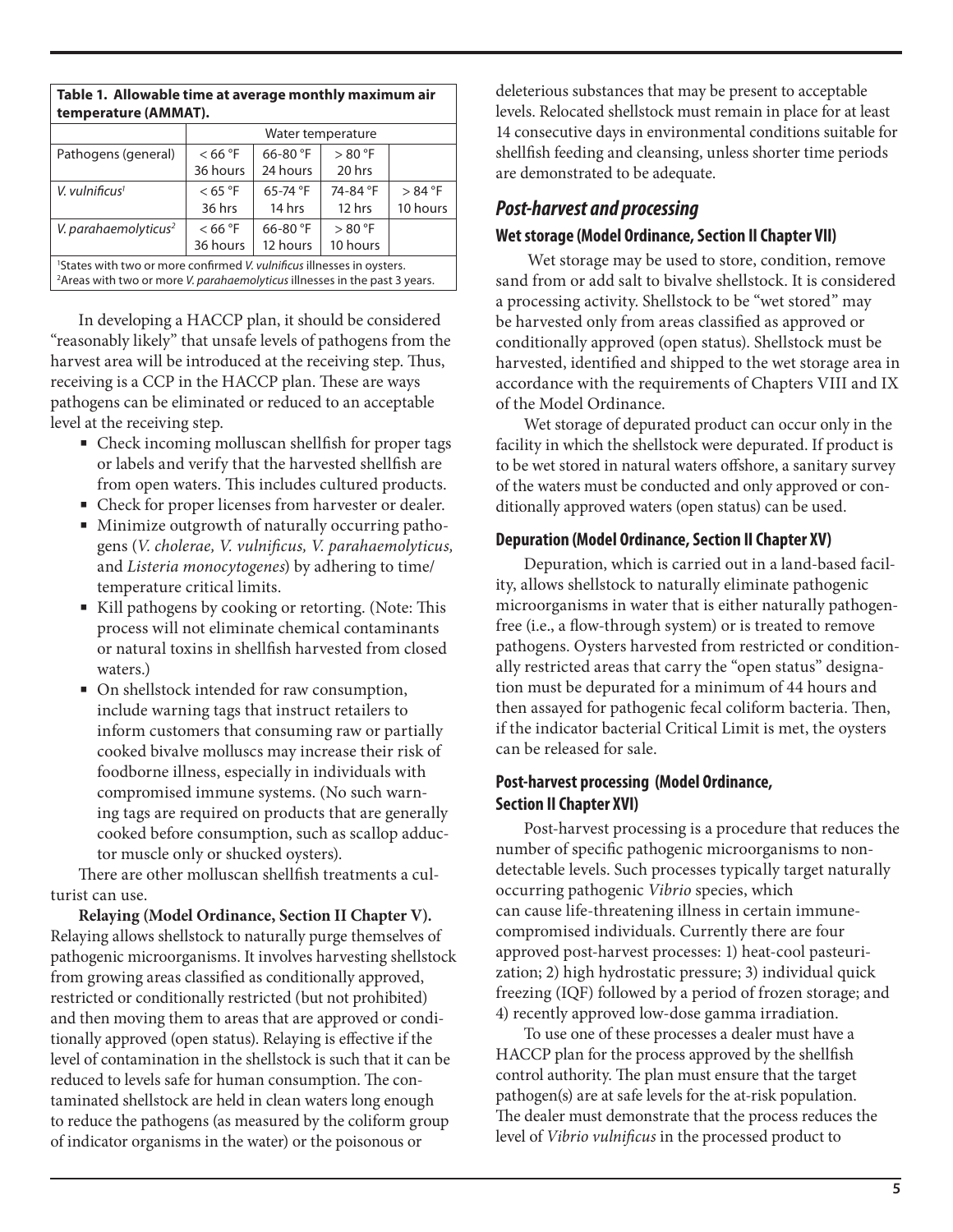| Table 1. Allowable time at average monthly maximum air temperature (AMMAT). | | | | |
|---|---|---|---|---|
| | Water temperature | | | |
| Pathogens (general) | < 66 °F 36 hours | 66-80 °F 24 hours | > 80 °F 20 hrs | |
| *V. vulnificus*[1] | < 65 °F 36 hrs | 65-74 °F 14 hrs | 74-84 °F 12 hrs | > 84 °F 10 hours |
| *V. parahaemolyticus*[2] | < 66 °F 36 hours | 66-80 °F 12 hours | > 80 °F 10 hours | |

[1]States with two or more confirmed *V. vulnificus* illnesses in oysters.
[2]Areas with two or more *V. parahaemolyticus* illnesses in the past 3 years.

In developing a HACCP plan, it should be considered "reasonably likely" that unsafe levels of pathogens from the harvest area will be introduced at the receiving step. Thus, receiving is a CCP in the HACCP plan. These are ways pathogens can be eliminated or reduced to an acceptable level at the receiving step.

- Check incoming molluscan shellfish for proper tags or labels and verify that the harvested shellfish are from open waters. This includes cultured products.
- Check for proper licenses from harvester or dealer.
- Minimize outgrowth of naturally occurring pathogens (*V. cholerae, V. vulnificus, V. parahaemolyticus,* and *Listeria monocytogenes*) by adhering to time/temperature critical limits.
- Kill pathogens by cooking or retorting. (Note: This process will not eliminate chemical contaminants or natural toxins in shellfish harvested from closed waters.)
- On shellstock intended for raw consumption, include warning tags that instruct retailers to inform customers that consuming raw or partially cooked bivalve molluscs may increase their risk of foodborne illness, especially in individuals with compromised immune systems. (No such warning tags are required on products that are generally cooked before consumption, such as scallop adductor muscle only or shucked oysters).

There are other molluscan shellfish treatments a culturist can use.

**Relaying (Model Ordinance, Section II Chapter V).** Relaying allows shellstock to naturally purge themselves of pathogenic microorganisms. It involves harvesting shellstock from growing areas classified as conditionally approved, restricted or conditionally restricted (but not prohibited) and then moving them to areas that are approved or conditionally approved (open status). Relaying is effective if the level of contamination in the shellstock is such that it can be reduced to levels safe for human consumption. The contaminated shellstock are held in clean waters long enough to reduce the pathogens (as measured by the coliform group of indicator organisms in the water) or the poisonous or deleterious substances that may be present to acceptable levels. Relocated shellstock must remain in place for at least 14 consecutive days in environmental conditions suitable for shellfish feeding and cleansing, unless shorter time periods are demonstrated to be adequate.

## *Post-harvest and processing*

### Wet storage (Model Ordinance, Section II Chapter VII)

Wet storage may be used to store, condition, remove sand from or add salt to bivalve shellstock. It is considered a processing activity. Shellstock to be "wet stored" may be harvested only from areas classified as approved or conditionally approved (open status). Shellstock must be harvested, identified and shipped to the wet storage area in accordance with the requirements of Chapters VIII and IX of the Model Ordinance.

Wet storage of depurated product can occur only in the facility in which the shellstock were depurated. If product is to be wet stored in natural waters offshore, a sanitary survey of the waters must be conducted and only approved or conditionally approved waters (open status) can be used.

### Depuration (Model Ordinance, Section II Chapter XV)

Depuration, which is carried out in a land-based facility, allows shellstock to naturally eliminate pathogenic microorganisms in water that is either naturally pathogen-free (i.e., a flow-through system) or is treated to remove pathogens. Oysters harvested from restricted or conditionally restricted areas that carry the "open status" designation must be depurated for a minimum of 44 hours and then assayed for pathogenic fecal coliform bacteria. Then, if the indicator bacterial Critical Limit is met, the oysters can be released for sale.

### Post-harvest processing (Model Ordinance, Section II Chapter XVI)

Post-harvest processing is a procedure that reduces the number of specific pathogenic microorganisms to non-detectable levels. Such processes typically target naturally occurring pathogenic *Vibrio* species, which can cause life-threatening illness in certain immune-compromised individuals. Currently there are four approved post-harvest processes: 1) heat-cool pasteurization; 2) high hydrostatic pressure; 3) individual quick freezing (IQF) followed by a period of frozen storage; and 4) recently approved low-dose gamma irradiation.

To use one of these processes a dealer must have a HACCP plan for the process approved by the shellfish control authority. The plan must ensure that the target pathogen(s) are at safe levels for the at-risk population. The dealer must demonstrate that the process reduces the level of *Vibrio vulnificus* in the processed product to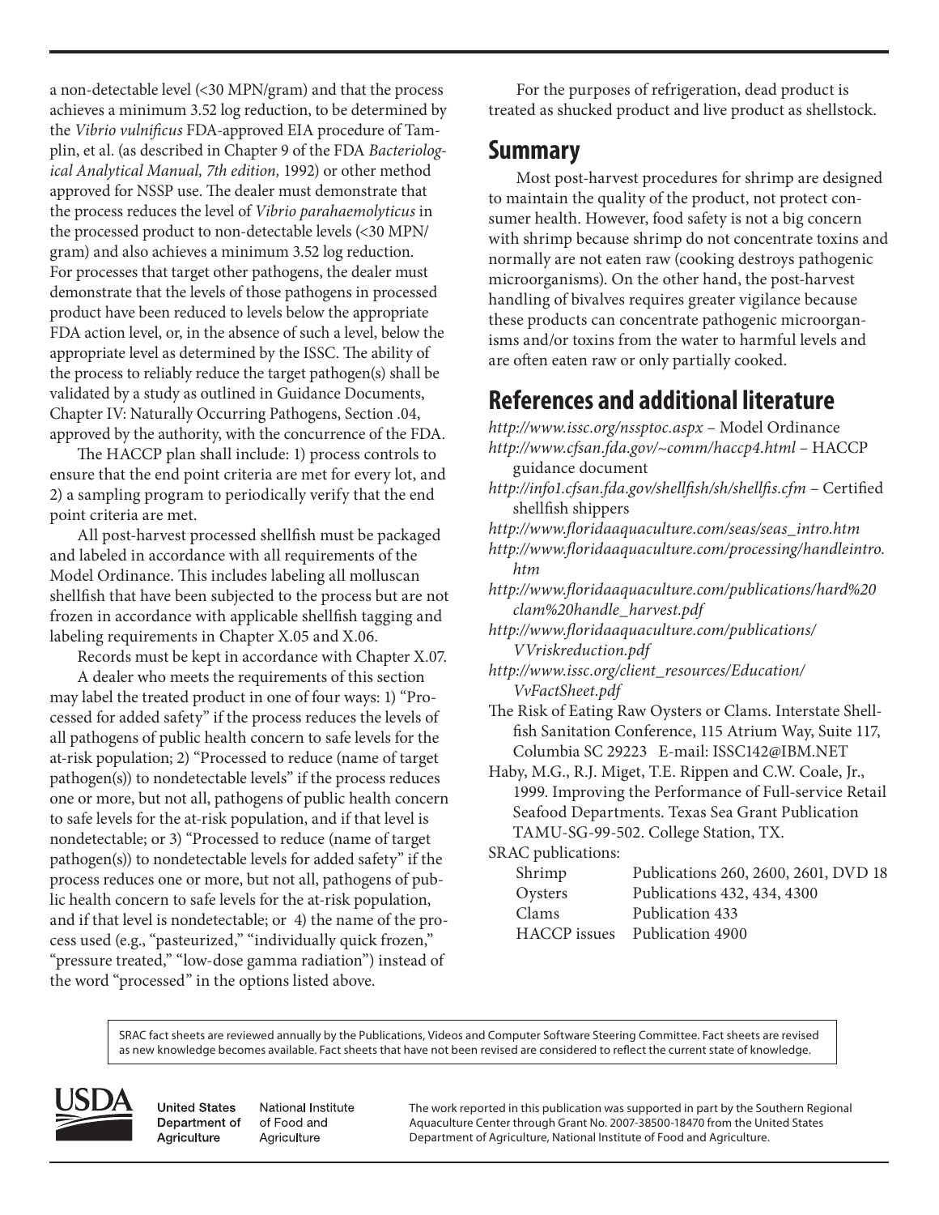a non-detectable level (<30 MPN/gram) and that the process achieves a minimum 3.52 log reduction, to be determined by the *Vibrio vulnificus* FDA-approved EIA procedure of Tamplin, et al. (as described in Chapter 9 of the FDA *Bacteriological Analytical Manual, 7th edition,* 1992) or other method approved for NSSP use. The dealer must demonstrate that the process reduces the level of *Vibrio parahaemolyticus* in the processed product to non-detectable levels (<30 MPN/gram) and also achieves a minimum 3.52 log reduction. For processes that target other pathogens, the dealer must demonstrate that the levels of those pathogens in processed product have been reduced to levels below the appropriate FDA action level, or, in the absence of such a level, below the appropriate level as determined by the ISSC. The ability of the process to reliably reduce the target pathogen(s) shall be validated by a study as outlined in Guidance Documents, Chapter IV: Naturally Occurring Pathogens, Section .04, approved by the authority, with the concurrence of the FDA.

The HACCP plan shall include: 1) process controls to ensure that the end point criteria are met for every lot, and 2) a sampling program to periodically verify that the end point criteria are met.

All post-harvest processed shellfish must be packaged and labeled in accordance with all requirements of the Model Ordinance. This includes labeling all molluscan shellfish that have been subjected to the process but are not frozen in accordance with applicable shellfish tagging and labeling requirements in Chapter X.05 and X.06.

Records must be kept in accordance with Chapter X.07.

A dealer who meets the requirements of this section may label the treated product in one of four ways: 1) "Processed for added safety" if the process reduces the levels of all pathogens of public health concern to safe levels for the at-risk population; 2) "Processed to reduce (name of target pathogen(s)) to nondetectable levels" if the process reduces one or more, but not all, pathogens of public health concern to safe levels for the at-risk population, and if that level is nondetectable; or 3) "Processed to reduce (name of target pathogen(s)) to nondetectable levels for added safety" if the process reduces one or more, but not all, pathogens of public health concern to safe levels for the at-risk population, and if that level is nondetectable; or 4) the name of the process used (e.g., "pasteurized," "individually quick frozen," "pressure treated," "low-dose gamma radiation") instead of the word "processed" in the options listed above.

For the purposes of refrigeration, dead product is treated as shucked product and live product as shellstock.

## Summary

Most post-harvest procedures for shrimp are designed to maintain the quality of the product, not protect consumer health. However, food safety is not a big concern with shrimp because shrimp do not concentrate toxins and normally are not eaten raw (cooking destroys pathogenic microorganisms). On the other hand, the post-harvest handling of bivalves requires greater vigilance because these products can concentrate pathogenic microorganisms and/or toxins from the water to harmful levels and are often eaten raw or only partially cooked.

## References and additional literature

*http://www.issc.org/nssptoc.aspx* – Model Ordinance

*http://www.cfsan.fda.gov/~comm/haccp4.html* – HACCP guidance document

*http://info1.cfsan.fda.gov/shellfish/sh/shellfis.cfm* – Certified shellfish shippers

*http://www.floridaaquaculture.com/seas/seas_intro.htm*

*http://www.floridaaquaculture.com/processing/handleintro.htm*

*http://www.floridaaquaculture.com/publications/hard%20clam%20handle_harvest.pdf*

*http://www.floridaaquaculture.com/publications/VVriskreduction.pdf*

*http://www.issc.org/client_resources/Education/VvFactSheet.pdf*

The Risk of Eating Raw Oysters or Clams. Interstate Shellfish Sanitation Conference, 115 Atrium Way, Suite 117, Columbia SC 29223 E-mail: ISSC142@IBM.NET

Haby, M.G., R.J. Miget, T.E. Rippen and C.W. Coale, Jr., 1999. Improving the Performance of Full-service Retail Seafood Departments. Texas Sea Grant Publication TAMU-SG-99-502. College Station, TX.

SRAC publications:

| | |
|---|---|
| Shrimp | Publications 260, 2600, 2601, DVD 18 |
| Oysters | Publications 432, 434, 4300 |
| Clams | Publication 433 |
| HACCP issues | Publication 4900 |

SRAC fact sheets are reviewed annually by the Publications, Videos and Computer Software Steering Committee. Fact sheets are revised as new knowledge becomes available. Fact sheets that have not been revised are considered to reflect the current state of knowledge.

USDA United States Department of Agriculture — National Institute of Food and Agriculture

The work reported in this publication was supported in part by the Southern Regional Aquaculture Center through Grant No. 2007-38500-18470 from the United States Department of Agriculture, National Institute of Food and Agriculture.